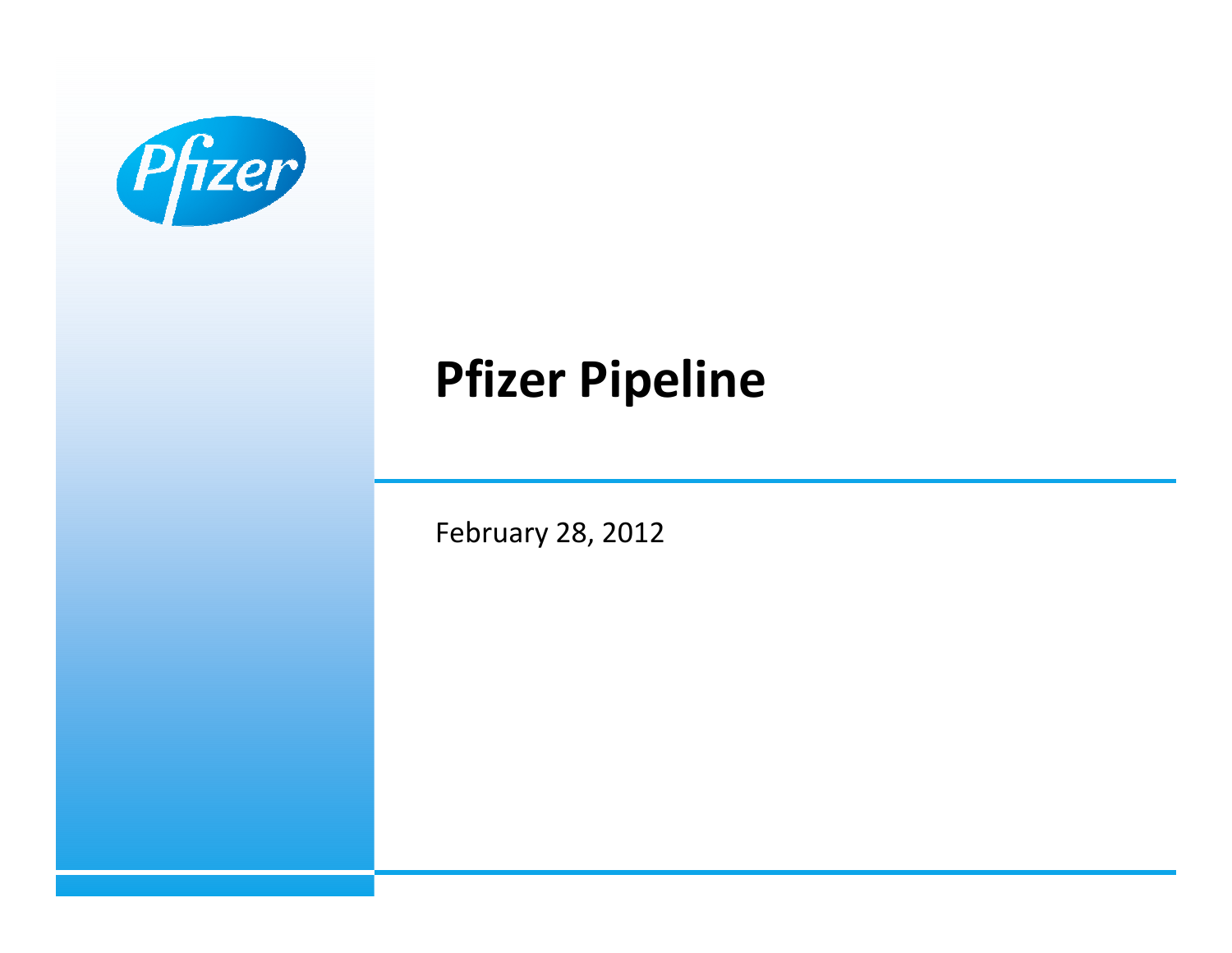# Pfizer Pipeline

February 28, 2012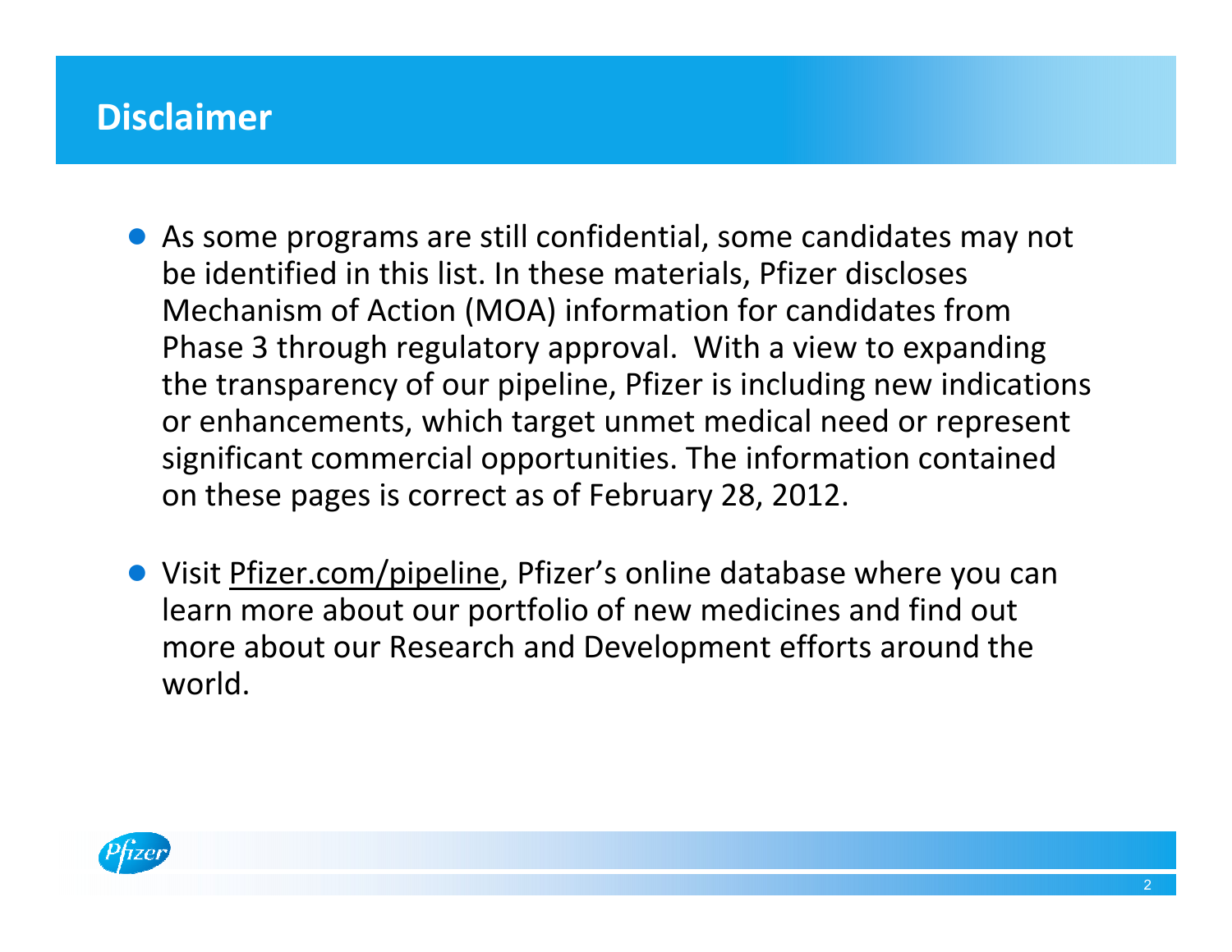# Disclaimer

- As some programs are still confidential, some candidates may not be identified in this list. In these materials, Pfizer discloses Mechanism of Action (MOA) information for candidates from Phase 3 through regulatory approval. With a view to expanding the transparency of our pipeline, Pfizer is including new indications or enhancements, which target unmet medical need or represent significant commercial opportunities. The information contained on these pages is correct as of February 28, 2012.

- Visit Pfizer.com/pipeline, Pfizer's online database where you can learn more about our portfolio of new medicines and find out more about our Research and Development efforts around the world.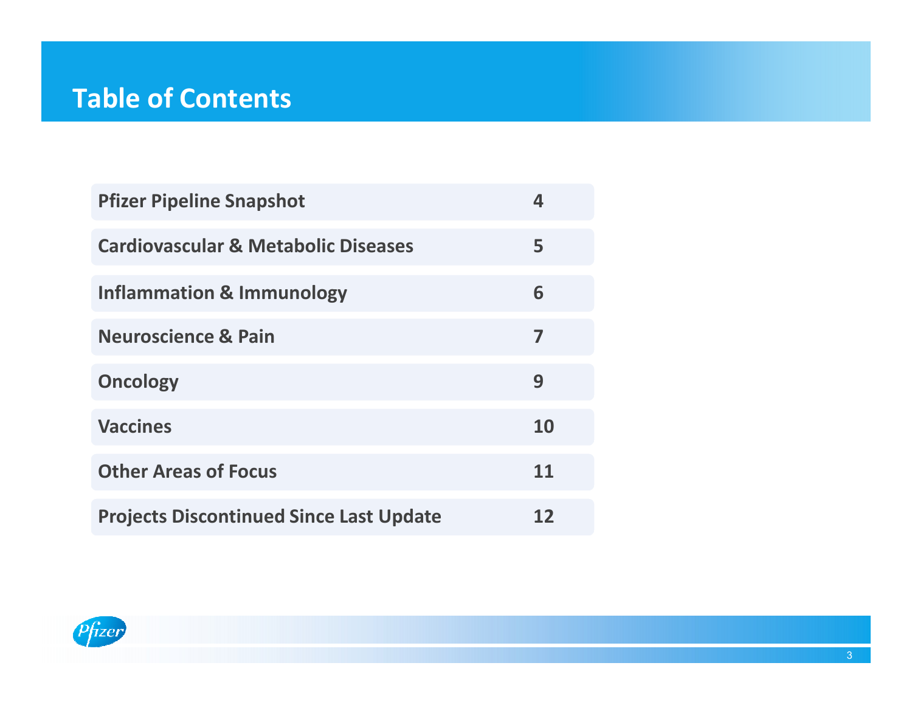# Table of Contents

| Section | Page |
|---|---|
| **Pfizer Pipeline Snapshot** | **4** |
| **Cardiovascular & Metabolic Diseases** | **5** |
| **Inflammation & Immunology** | **6** |
| **Neuroscience & Pain** | **7** |
| **Oncology** | **9** |
| **Vaccines** | **10** |
| **Other Areas of Focus** | **11** |
| **Projects Discontinued Since Last Update** | **12** |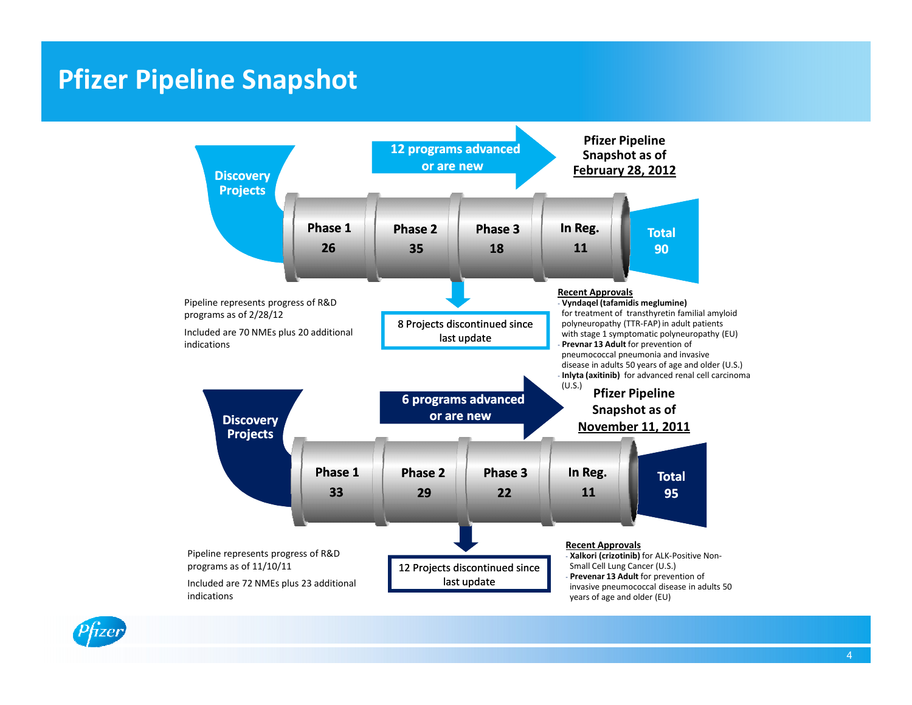# Pfizer Pipeline Snapshot

## Pfizer Pipeline Snapshot as of February 28, 2012

Discovery Projects

12 programs advanced or are new

| Phase 1 | Phase 2 | Phase 3 | In Reg. | Total |
|---|---|---|---|---|
| 26 | 35 | 18 | 11 | 90 |

8 Projects discontinued since last update

Pipeline represents progress of R&D programs as of 2/28/12

Included are 70 NMEs plus 20 additional indications

**Recent Approvals**

- **Vyndaqel (tafamidis meglumine)** for treatment of transthyretin familial amyloid polyneuropathy (TTR-FAP) in adult patients with stage 1 symptomatic polyneuropathy (EU)
- **Prevnar 13 Adult** for prevention of pneumococcal pneumonia and invasive disease in adults 50 years of age and older (U.S.)
- **Inlyta (axitinib)** for advanced renal cell carcinoma (U.S.)

## Pfizer Pipeline Snapshot as of November 11, 2011

Discovery Projects

6 programs advanced or are new

| Phase 1 | Phase 2 | Phase 3 | In Reg. | Total |
|---|---|---|---|---|
| 33 | 29 | 22 | 11 | 95 |

12 Projects discontinued since last update

Pipeline represents progress of R&D programs as of 11/10/11

Included are 72 NMEs plus 23 additional indications

**Recent Approvals**

- **Xalkori (crizotinib)** for ALK-Positive Non-Small Cell Lung Cancer (U.S.)
- **Prevenar 13 Adult** for prevention of invasive pneumococcal disease in adults 50 years of age and older (EU)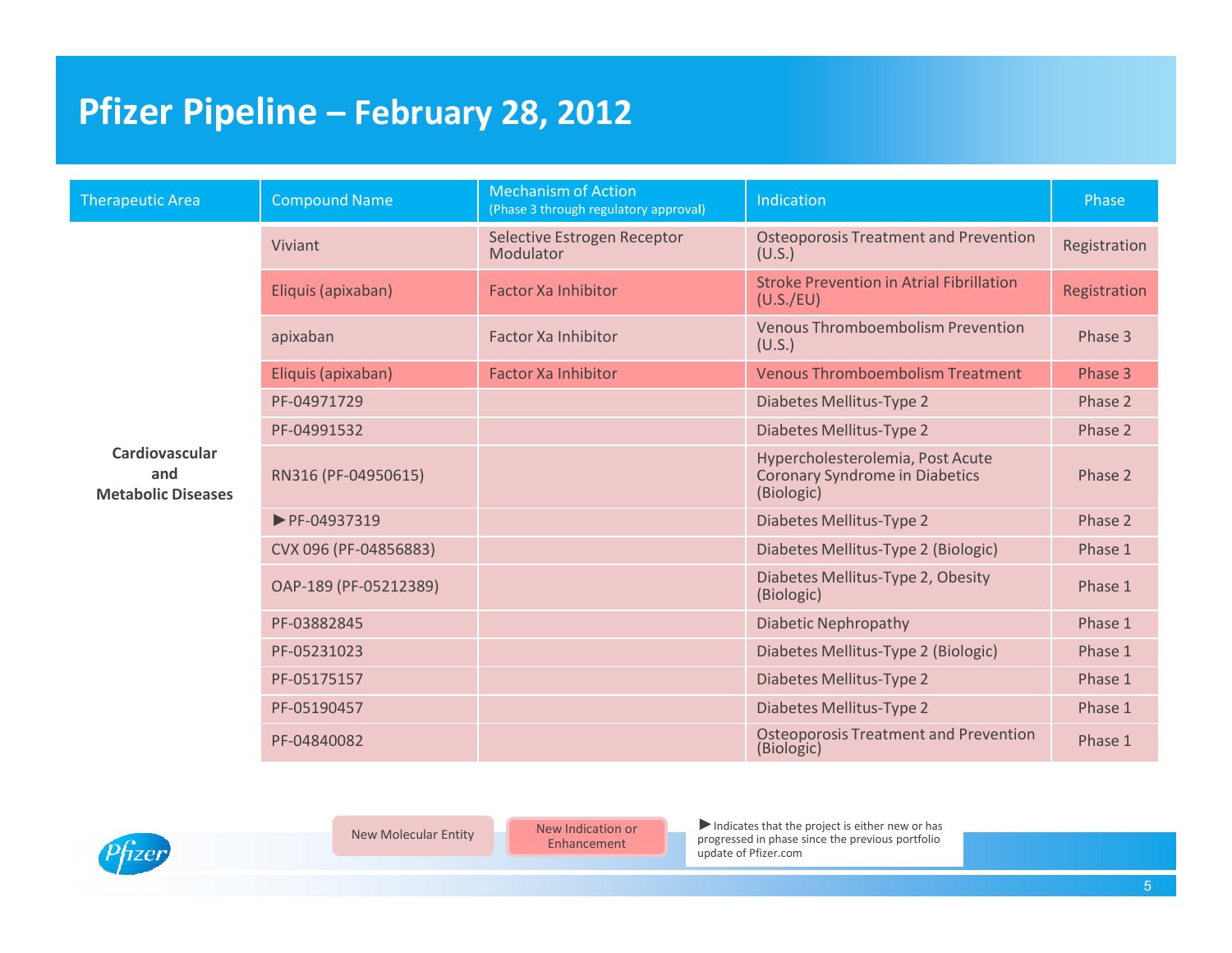# Pfizer Pipeline – February 28, 2012

| Therapeutic Area | Compound Name | Mechanism of Action (Phase 3 through regulatory approval) | Indication | Phase |
|---|---|---|---|---|
| **Cardiovascular and Metabolic Diseases** | Viviant | Selective Estrogen Receptor Modulator | Osteoporosis Treatment and Prevention (U.S.) | Registration |
| | Eliquis (apixaban) | Factor Xa Inhibitor | Stroke Prevention in Atrial Fibrillation (U.S./EU) | Registration |
| | apixaban | Factor Xa Inhibitor | Venous Thromboembolism Prevention (U.S.) | Phase 3 |
| | Eliquis (apixaban) | Factor Xa Inhibitor | Venous Thromboembolism Treatment | Phase 3 |
| | PF-04971729 | | Diabetes Mellitus-Type 2 | Phase 2 |
| | PF-04991532 | | Diabetes Mellitus-Type 2 | Phase 2 |
| | RN316 (PF-04950615) | | Hypercholesterolemia, Post Acute Coronary Syndrome in Diabetics (Biologic) | Phase 2 |
| | ▶PF-04937319 | | Diabetes Mellitus-Type 2 | Phase 2 |
| | CVX 096 (PF-04856883) | | Diabetes Mellitus-Type 2 (Biologic) | Phase 1 |
| | OAP-189 (PF-05212389) | | Diabetes Mellitus-Type 2, Obesity (Biologic) | Phase 1 |
| | PF-03882845 | | Diabetic Nephropathy | Phase 1 |
| | PF-05231023 | | Diabetes Mellitus-Type 2 (Biologic) | Phase 1 |
| | PF-05175157 | | Diabetes Mellitus-Type 2 | Phase 1 |
| | PF-05190457 | | Diabetes Mellitus-Type 2 | Phase 1 |
| | PF-04840082 | | Osteoporosis Treatment and Prevention (Biologic) | Phase 1 |

New Molecular Entity

New Indication or Enhancement

▶ Indicates that the project is either new or has progressed in phase since the previous portfolio update of Pfizer.com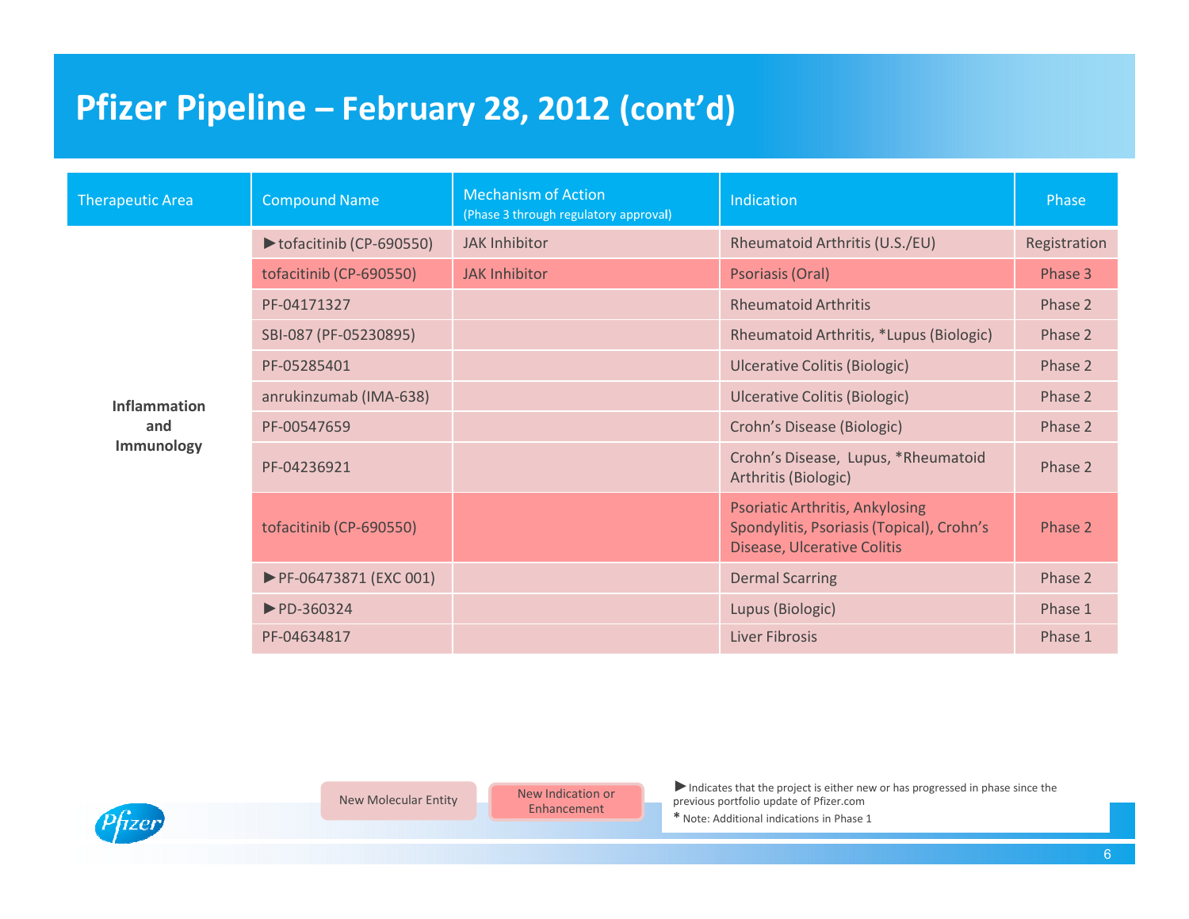# Pfizer Pipeline – February 28, 2012 (cont'd)

| Therapeutic Area | Compound Name | Mechanism of Action (Phase 3 through regulatory approval) | Indication | Phase |
|---|---|---|---|---|
| Inflammation and Immunology | ►tofacitinib (CP-690550) | JAK Inhibitor | Rheumatoid Arthritis (U.S./EU) | Registration |
| | tofacitinib (CP-690550) | JAK Inhibitor | Psoriasis (Oral) | Phase 3 |
| | PF-04171327 | | Rheumatoid Arthritis | Phase 2 |
| | SBI-087 (PF-05230895) | | Rheumatoid Arthritis, *Lupus (Biologic) | Phase 2 |
| | PF-05285401 | | Ulcerative Colitis (Biologic) | Phase 2 |
| | anrukinzumab (IMA-638) | | Ulcerative Colitis (Biologic) | Phase 2 |
| | PF-00547659 | | Crohn's Disease (Biologic) | Phase 2 |
| | PF-04236921 | | Crohn's Disease, Lupus, *Rheumatoid Arthritis (Biologic) | Phase 2 |
| | tofacitinib (CP-690550) | | Psoriatic Arthritis, Ankylosing Spondylitis, Psoriasis (Topical), Crohn's Disease, Ulcerative Colitis | Phase 2 |
| | ►PF-06473871 (EXC 001) | | Dermal Scarring | Phase 2 |
| | ►PD-360324 | | Lupus (Biologic) | Phase 1 |
| | PF-04634817 | | Liver Fibrosis | Phase 1 |

New Molecular Entity | New Indication or Enhancement

► Indicates that the project is either new or has progressed in phase since the previous portfolio update of Pfizer.com

\* Note: Additional indications in Phase 1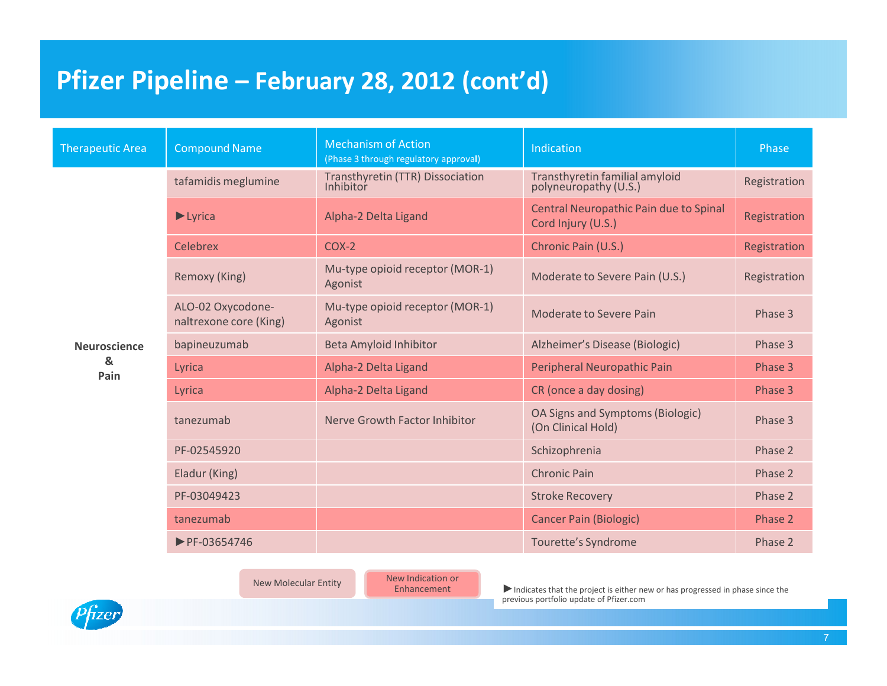# Pfizer Pipeline – February 28, 2012 (cont'd)

| Therapeutic Area | Compound Name | Mechanism of Action (Phase 3 through regulatory approval) | Indication | Phase |
|---|---|---|---|---|
| Neuroscience & Pain | tafamidis meglumine | Transthyretin (TTR) Dissociation Inhibitor | Transthyretin familial amyloid polyneuropathy (U.S.) | Registration |
| | ►Lyrica | Alpha-2 Delta Ligand | Central Neuropathic Pain due to Spinal Cord Injury (U.S.) | Registration |
| | Celebrex | COX-2 | Chronic Pain (U.S.) | Registration |
| | Remoxy (King) | Mu-type opioid receptor (MOR-1) Agonist | Moderate to Severe Pain (U.S.) | Registration |
| | ALO-02 Oxycodone-naltrexone core (King) | Mu-type opioid receptor (MOR-1) Agonist | Moderate to Severe Pain | Phase 3 |
| | bapineuzumab | Beta Amyloid Inhibitor | Alzheimer's Disease (Biologic) | Phase 3 |
| | Lyrica | Alpha-2 Delta Ligand | Peripheral Neuropathic Pain | Phase 3 |
| | Lyrica | Alpha-2 Delta Ligand | CR (once a day dosing) | Phase 3 |
| | tanezumab | Nerve Growth Factor Inhibitor | OA Signs and Symptoms (Biologic) (On Clinical Hold) | Phase 3 |
| | PF-02545920 | | Schizophrenia | Phase 2 |
| | Eladur (King) | | Chronic Pain | Phase 2 |
| | PF-03049423 | | Stroke Recovery | Phase 2 |
| | tanezumab | | Cancer Pain (Biologic) | Phase 2 |
| | ►PF-03654746 | | Tourette's Syndrome | Phase 2 |

New Molecular Entity | New Indication or Enhancement

►Indicates that the project is either new or has progressed in phase since the previous portfolio update of Pfizer.com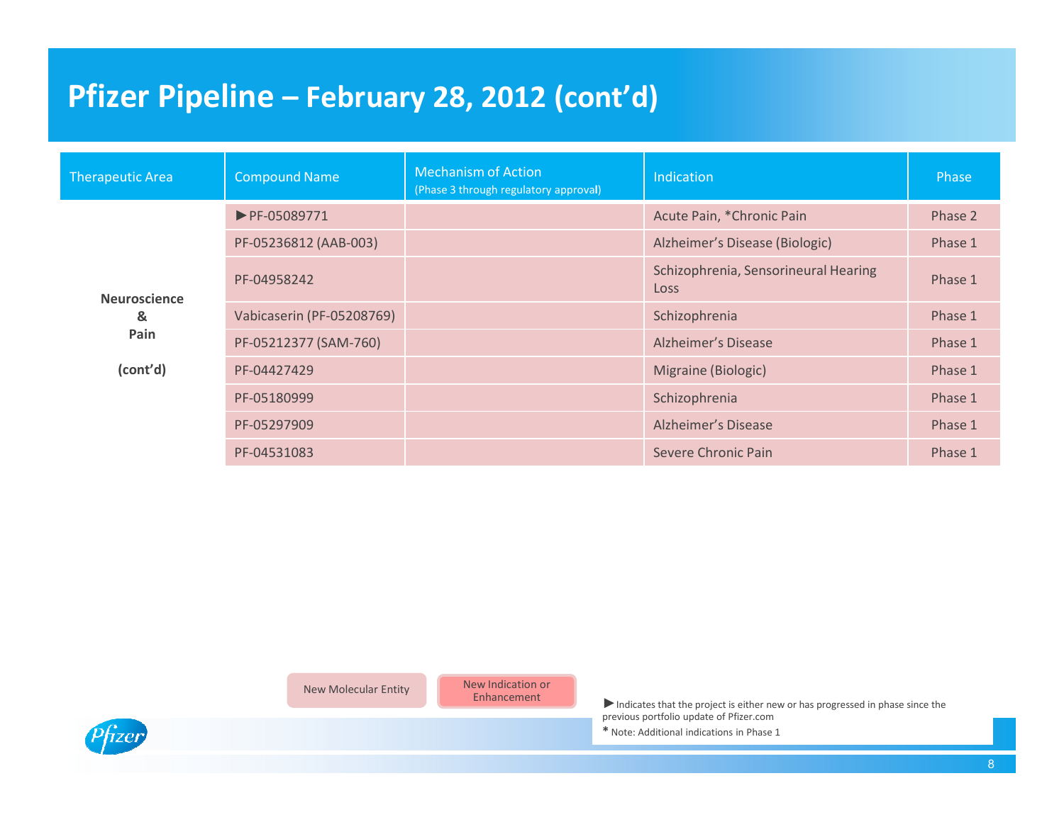# Pfizer Pipeline – February 28, 2012 (cont'd)

| Therapeutic Area | Compound Name | Mechanism of Action (Phase 3 through regulatory approval) | Indication | Phase |
|---|---|---|---|---|
| Neuroscience & Pain (cont'd) | ►PF-05089771 | | Acute Pain, *Chronic Pain | Phase 2 |
| | PF-05236812 (AAB-003) | | Alzheimer's Disease (Biologic) | Phase 1 |
| | PF-04958242 | | Schizophrenia, Sensorineural Hearing Loss | Phase 1 |
| | Vabicaserin (PF-05208769) | | Schizophrenia | Phase 1 |
| | PF-05212377 (SAM-760) | | Alzheimer's Disease | Phase 1 |
| | PF-04427429 | | Migraine (Biologic) | Phase 1 |
| | PF-05180999 | | Schizophrenia | Phase 1 |
| | PF-05297909 | | Alzheimer's Disease | Phase 1 |
| | PF-04531083 | | Severe Chronic Pain | Phase 1 |

New Molecular Entity | New Indication or Enhancement

► Indicates that the project is either new or has progressed in phase since the previous portfolio update of Pfizer.com

* Note: Additional indications in Phase 1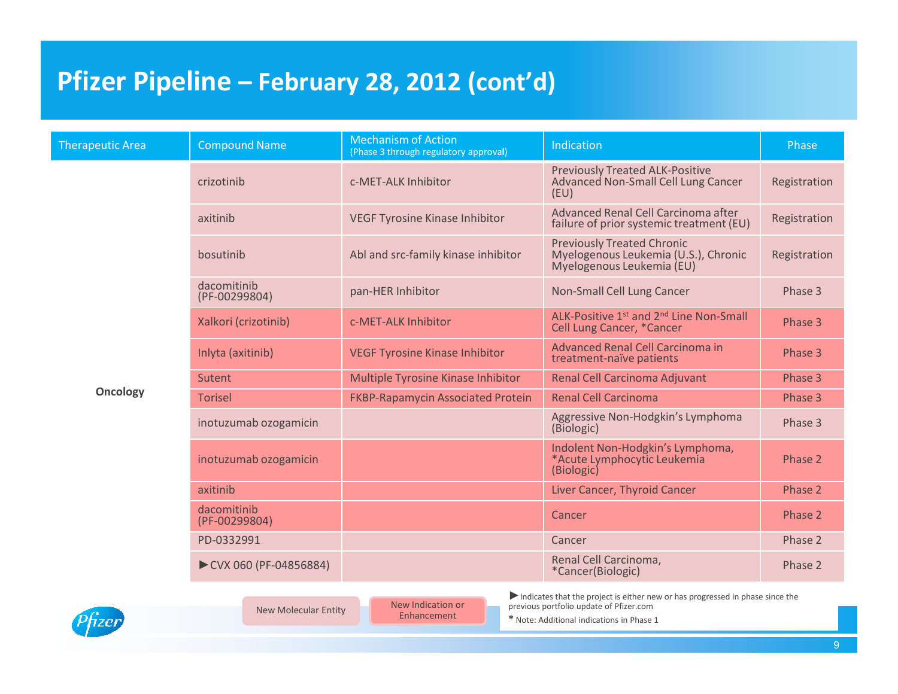# Pfizer Pipeline – February 28, 2012 (cont'd)

| Therapeutic Area | Compound Name | Mechanism of Action (Phase 3 through regulatory approval) | Indication | Phase |
|---|---|---|---|---|
| Oncology | crizotinib | c-MET-ALK Inhibitor | Previously Treated ALK-Positive Advanced Non-Small Cell Lung Cancer (EU) | Registration |
| | axitinib | VEGF Tyrosine Kinase Inhibitor | Advanced Renal Cell Carcinoma after failure of prior systemic treatment (EU) | Registration |
| | bosutinib | Abl and src-family kinase inhibitor | Previously Treated Chronic Myelogenous Leukemia (U.S.), Chronic Myelogenous Leukemia (EU) | Registration |
| | dacomitinib (PF-00299804) | pan-HER Inhibitor | Non-Small Cell Lung Cancer | Phase 3 |
| | Xalkori (crizotinib) | c-MET-ALK Inhibitor | ALK-Positive 1st and 2nd Line Non-Small Cell Lung Cancer, *Cancer | Phase 3 |
| | Inlyta (axitinib) | VEGF Tyrosine Kinase Inhibitor | Advanced Renal Cell Carcinoma in treatment-naïve patients | Phase 3 |
| | Sutent | Multiple Tyrosine Kinase Inhibitor | Renal Cell Carcinoma Adjuvant | Phase 3 |
| | Torisel | FKBP-Rapamycin Associated Protein | Renal Cell Carcinoma | Phase 3 |
| | inotuzumab ozogamicin | | Aggressive Non-Hodgkin's Lymphoma (Biologic) | Phase 3 |
| | inotuzumab ozogamicin | | Indolent Non-Hodgkin's Lymphoma, *Acute Lymphocytic Leukemia (Biologic) | Phase 2 |
| | axitinib | | Liver Cancer, Thyroid Cancer | Phase 2 |
| | dacomitinib (PF-00299804) | | Cancer | Phase 2 |
| | PD-0332991 | | Cancer | Phase 2 |
| | ►CVX 060 (PF-04856884) | | Renal Cell Carcinoma, *Cancer(Biologic) | Phase 2 |

New Molecular Entity | New Indication or Enhancement

► Indicates that the project is either new or has progressed in phase since the previous portfolio update of Pfizer.com

* Note: Additional indications in Phase 1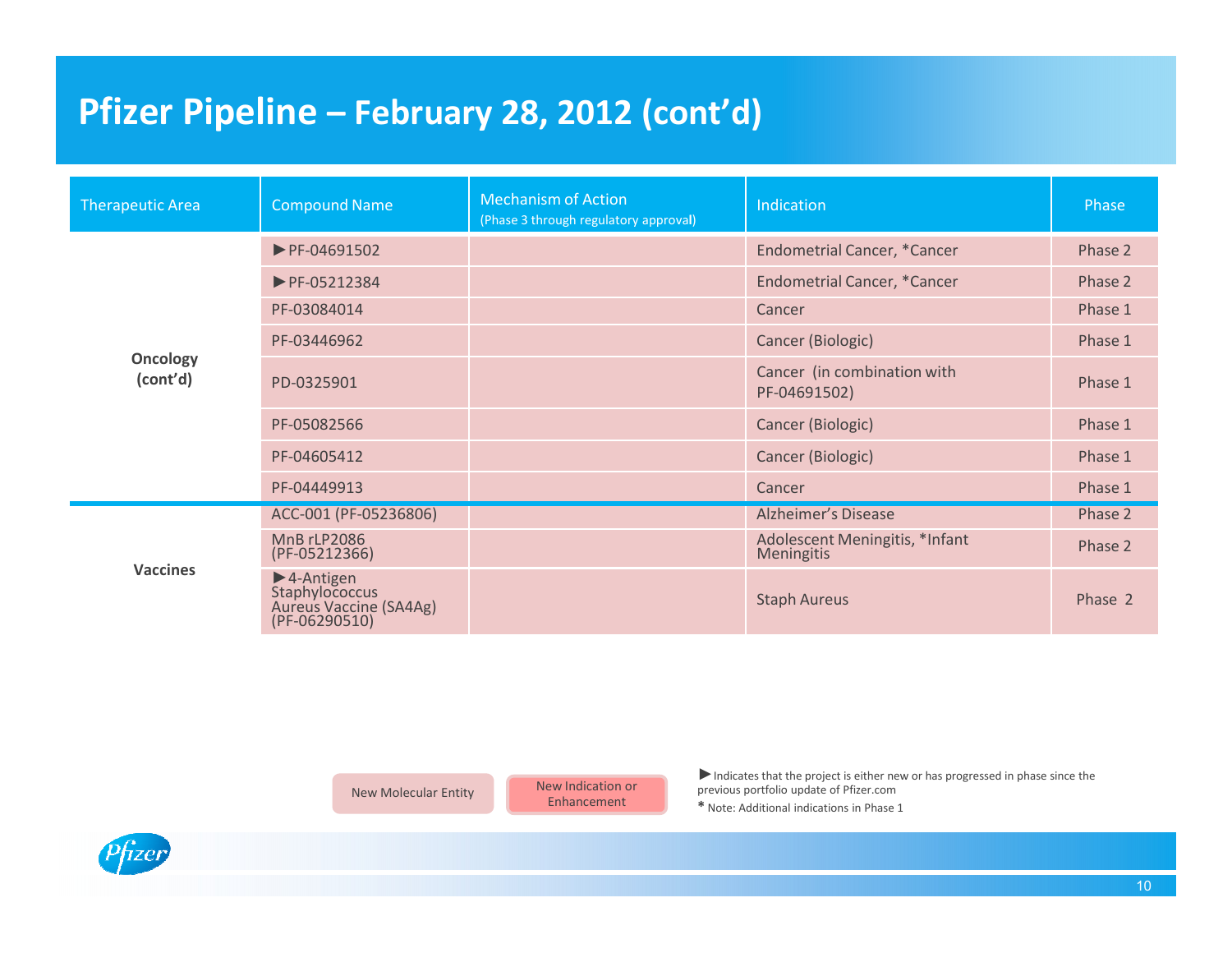# Pfizer Pipeline – February 28, 2012 (cont'd)

| Therapeutic Area | Compound Name | Mechanism of Action (Phase 3 through regulatory approval) | Indication | Phase |
|---|---|---|---|---|
| Oncology (cont'd) | ►PF-04691502 | | Endometrial Cancer, *Cancer | Phase 2 |
| | ►PF-05212384 | | Endometrial Cancer, *Cancer | Phase 2 |
| | PF-03084014 | | Cancer | Phase 1 |
| | PF-03446962 | | Cancer (Biologic) | Phase 1 |
| | PD-0325901 | | Cancer (in combination with PF-04691502) | Phase 1 |
| | PF-05082566 | | Cancer (Biologic) | Phase 1 |
| | PF-04605412 | | Cancer (Biologic) | Phase 1 |
| | PF-04449913 | | Cancer | Phase 1 |
| Vaccines | ACC-001 (PF-05236806) | | Alzheimer's Disease | Phase 2 |
| | MnB rLP2086 (PF-05212366) | | Adolescent Meningitis, *Infant Meningitis | Phase 2 |
| | ►4-Antigen Staphylococcus Aureus Vaccine (SA4Ag) (PF-06290510) | | Staph Aureus | Phase 2 |

New Molecular Entity | New Indication or Enhancement

► Indicates that the project is either new or has progressed in phase since the previous portfolio update of Pfizer.com

* Note: Additional indications in Phase 1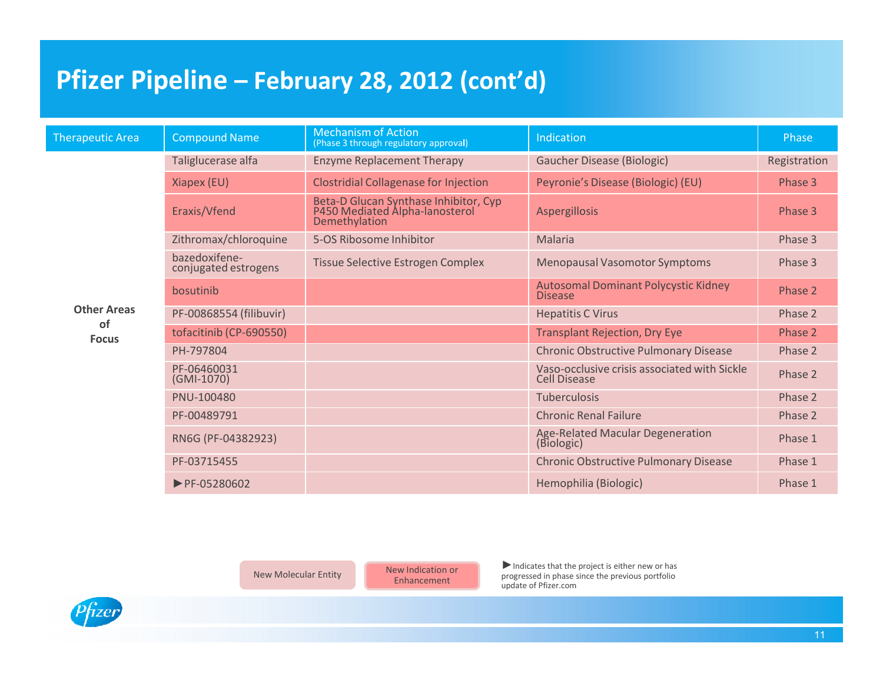# Pfizer Pipeline – February 28, 2012 (cont'd)

| Therapeutic Area | Compound Name | Mechanism of Action (Phase 3 through regulatory approval) | Indication | Phase |
|---|---|---|---|---|
| Other Areas of Focus | Taliglucerase alfa | Enzyme Replacement Therapy | Gaucher Disease (Biologic) | Registration |
| | Xiapex (EU) | Clostridial Collagenase for Injection | Peyronie's Disease (Biologic) (EU) | Phase 3 |
| | Eraxis/Vfend | Beta-D Glucan Synthase Inhibitor, Cyp P450 Mediated Alpha-lanosterol Demethylation | Aspergillosis | Phase 3 |
| | Zithromax/chloroquine | 5-OS Ribosome Inhibitor | Malaria | Phase 3 |
| | bazedoxifene-conjugated estrogens | Tissue Selective Estrogen Complex | Menopausal Vasomotor Symptoms | Phase 3 |
| | bosutinib | | Autosomal Dominant Polycystic Kidney Disease | Phase 2 |
| | PF-00868554 (filibuvir) | | Hepatitis C Virus | Phase 2 |
| | tofacitinib (CP-690550) | | Transplant Rejection, Dry Eye | Phase 2 |
| | PH-797804 | | Chronic Obstructive Pulmonary Disease | Phase 2 |
| | PF-06460031 (GMI-1070) | | Vaso-occlusive crisis associated with Sickle Cell Disease | Phase 2 |
| | PNU-100480 | | Tuberculosis | Phase 2 |
| | PF-00489791 | | Chronic Renal Failure | Phase 2 |
| | RN6G (PF-04382923) | | Age-Related Macular Degeneration (Biologic) | Phase 1 |
| | PF-03715455 | | Chronic Obstructive Pulmonary Disease | Phase 1 |
| | ►PF-05280602 | | Hemophilia (Biologic) | Phase 1 |

New Molecular Entity | New Indication or Enhancement

► Indicates that the project is either new or has progressed in phase since the previous portfolio update of Pfizer.com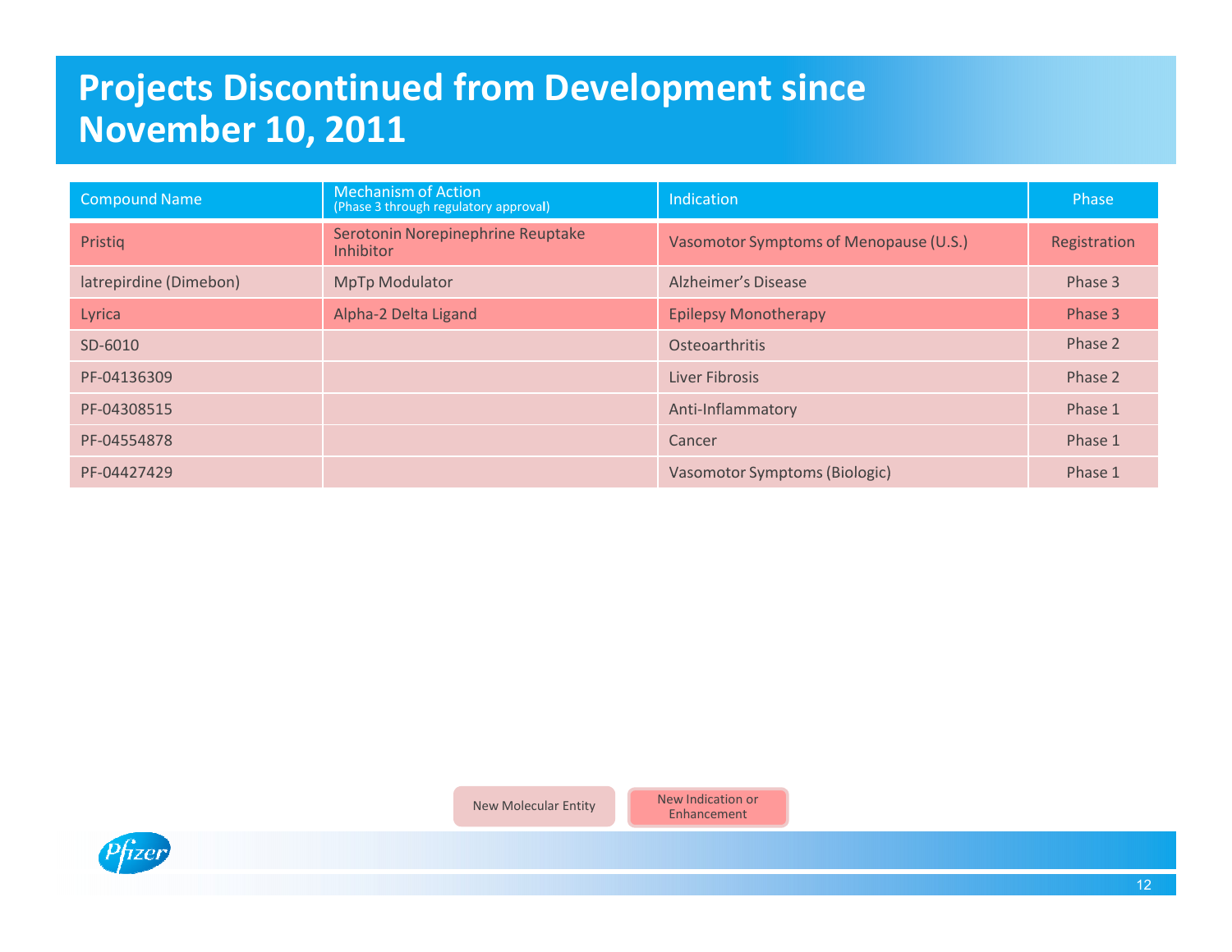# Projects Discontinued from Development since November 10, 2011

| Compound Name | Mechanism of Action (Phase 3 through regulatory approval) | Indication | Phase |
| --- | --- | --- | --- |
| Pristiq | Serotonin Norepinephrine Reuptake Inhibitor | Vasomotor Symptoms of Menopause (U.S.) | Registration |
| latrepirdine (Dimebon) | MpTp Modulator | Alzheimer's Disease | Phase 3 |
| Lyrica | Alpha-2 Delta Ligand | Epilepsy Monotherapy | Phase 3 |
| SD-6010 | | Osteoarthritis | Phase 2 |
| PF-04136309 | | Liver Fibrosis | Phase 2 |
| PF-04308515 | | Anti-Inflammatory | Phase 1 |
| PF-04554878 | | Cancer | Phase 1 |
| PF-04427429 | | Vasomotor Symptoms (Biologic) | Phase 1 |

New Molecular Entity

New Indication or Enhancement